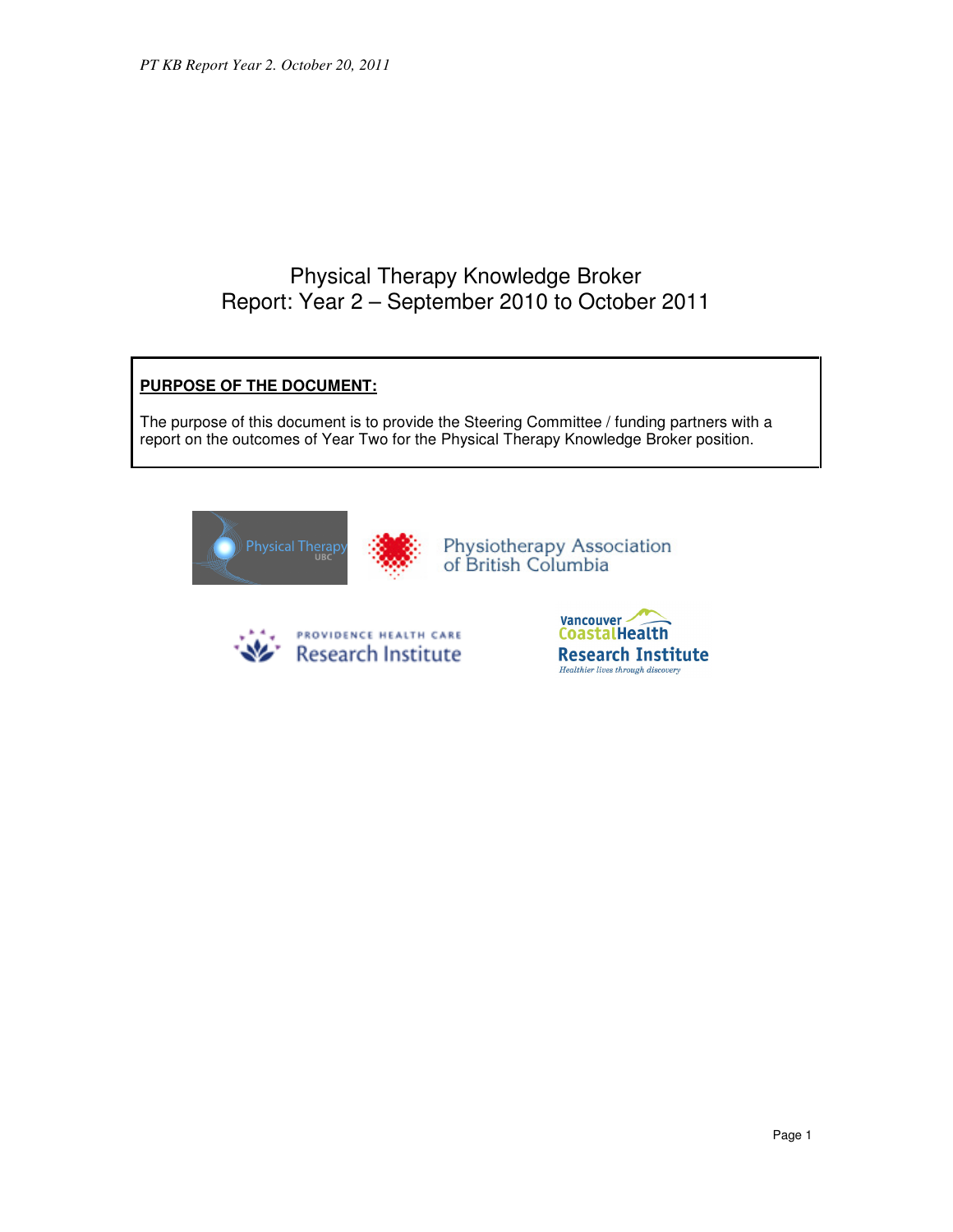# Physical Therapy Knowledge Broker
# Report: Year 2 – September 2010 to October 2011

**PURPOSE OF THE DOCUMENT:**

The purpose of this document is to provide the Steering Committee / funding partners with a report on the outcomes of Year Two for the Physical Therapy Knowledge Broker position.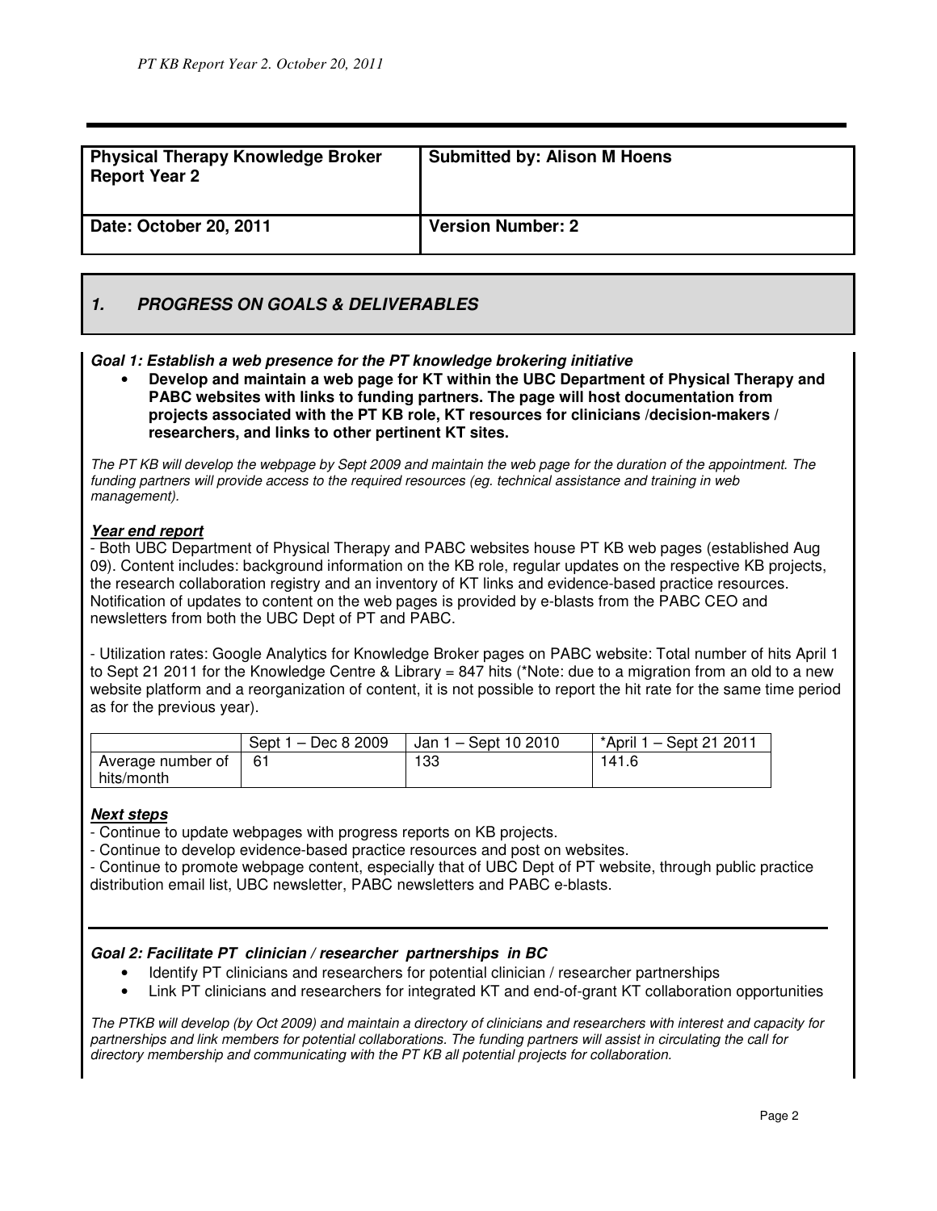| Physical Therapy Knowledge Broker Report Year 2 | Submitted by: Alison M Hoens |
|---|---|
| Date: October 20, 2011 | Version Number: 2 |

## *1. PROGRESS ON GOALS & DELIVERABLES*

***Goal 1: Establish a web presence for the PT knowledge brokering initiative***

- **Develop and maintain a web page for KT within the UBC Department of Physical Therapy and PABC websites with links to funding partners. The page will host documentation from projects associated with the PT KB role, KT resources for clinicians /decision-makers / researchers, and links to other pertinent KT sites.**

*The PT KB will develop the webpage by Sept 2009 and maintain the web page for the duration of the appointment. The funding partners will provide access to the required resources (eg. technical assistance and training in web management).*

***Year end report***

- Both UBC Department of Physical Therapy and PABC websites house PT KB web pages (established Aug 09). Content includes: background information on the KB role, regular updates on the respective KB projects, the research collaboration registry and an inventory of KT links and evidence-based practice resources. Notification of updates to content on the web pages is provided by e-blasts from the PABC CEO and newsletters from both the UBC Dept of PT and PABC.

- Utilization rates: Google Analytics for Knowledge Broker pages on PABC website: Total number of hits April 1 to Sept 21 2011 for the Knowledge Centre & Library = 847 hits (*Note: due to a migration from an old to a new website platform and a reorganization of content, it is not possible to report the hit rate for the same time period as for the previous year).

| | Sept 1 – Dec 8 2009 | Jan 1 – Sept 10 2010 | *April 1 – Sept 21 2011 |
|---|---|---|---|
| Average number of hits/month | 61 | 133 | 141.6 |

***Next steps***

- Continue to update webpages with progress reports on KB projects.
- Continue to develop evidence-based practice resources and post on websites.
- Continue to promote webpage content, especially that of UBC Dept of PT website, through public practice distribution email list, UBC newsletter, PABC newsletters and PABC e-blasts.

---

***Goal 2: Facilitate PT clinician / researcher partnerships in BC***

- Identify PT clinicians and researchers for potential clinician / researcher partnerships
- Link PT clinicians and researchers for integrated KT and end-of-grant KT collaboration opportunities

*The PTKB will develop (by Oct 2009) and maintain a directory of clinicians and researchers with interest and capacity for partnerships and link members for potential collaborations. The funding partners will assist in circulating the call for directory membership and communicating with the PT KB all potential projects for collaboration.*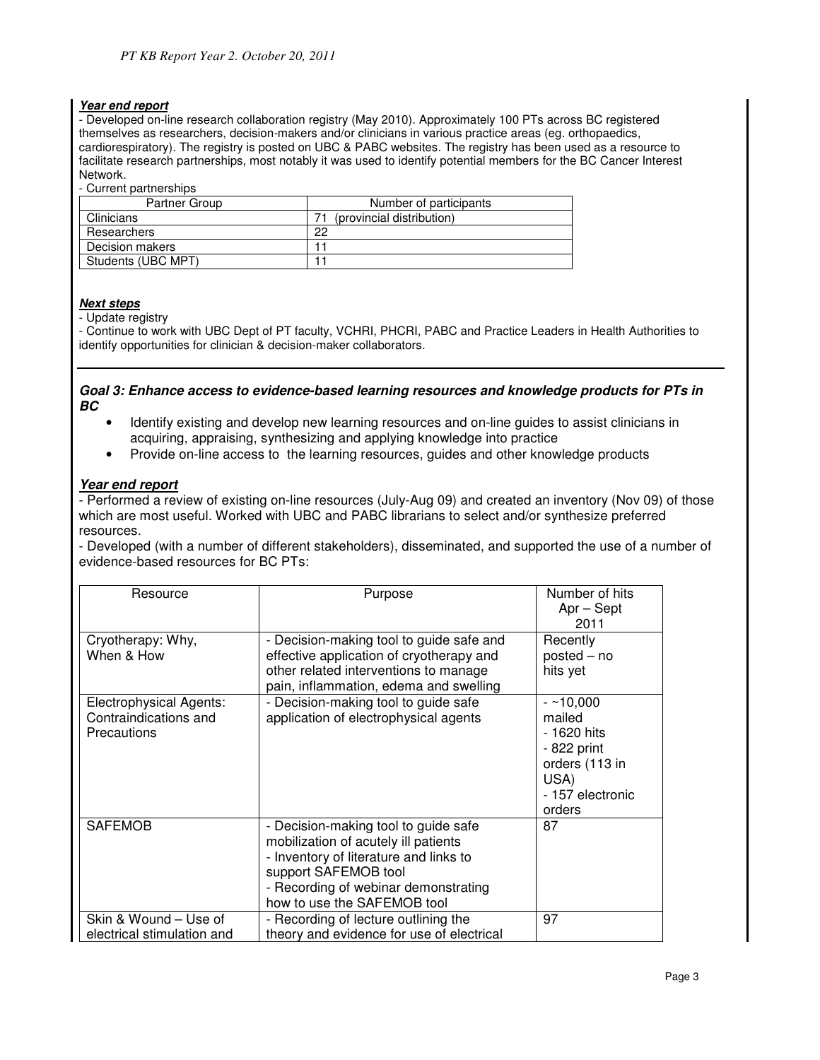***Year end report***

- Developed on-line research collaboration registry (May 2010). Approximately 100 PTs across BC registered themselves as researchers, decision-makers and/or clinicians in various practice areas (eg. orthopaedics, cardiorespiratory). The registry is posted on UBC & PABC websites. The registry has been used as a resource to facilitate research partnerships, most notably it was used to identify potential members for the BC Cancer Interest Network.
- Current partnerships

| Partner Group | Number of participants |
|---|---|
| Clinicians | 71 (provincial distribution) |
| Researchers | 22 |
| Decision makers | 11 |
| Students (UBC MPT) | 11 |

***Next steps***

- Update registry
- Continue to work with UBC Dept of PT faculty, VCHRI, PHCRI, PABC and Practice Leaders in Health Authorities to identify opportunities for clinician & decision-maker collaborators.

---

***Goal 3: Enhance access to evidence-based learning resources and knowledge products for PTs in BC***

- Identify existing and develop new learning resources and on-line guides to assist clinicians in acquiring, appraising, synthesizing and applying knowledge into practice
- Provide on-line access to the learning resources, guides and other knowledge products

***Year end report***

- Performed a review of existing on-line resources (July-Aug 09) and created an inventory (Nov 09) of those which are most useful. Worked with UBC and PABC librarians to select and/or synthesize preferred resources.
- Developed (with a number of different stakeholders), disseminated, and supported the use of a number of evidence-based resources for BC PTs:

| Resource | Purpose | Number of hits Apr – Sept 2011 |
|---|---|---|
| Cryotherapy: Why, When & How | - Decision-making tool to guide safe and effective application of cryotherapy and other related interventions to manage pain, inflammation, edema and swelling | Recently posted – no hits yet |
| Electrophysical Agents: Contraindications and Precautions | - Decision-making tool to guide safe application of electrophysical agents | - ~10,000 mailed<br>- 1620 hits<br>- 822 print orders (113 in USA)<br>- 157 electronic orders |
| SAFEMOB | - Decision-making tool to guide safe mobilization of acutely ill patients<br>- Inventory of literature and links to support SAFEMOB tool<br>- Recording of webinar demonstrating how to use the SAFEMOB tool | 87 |
| Skin & Wound – Use of electrical stimulation and | - Recording of lecture outlining the theory and evidence for use of electrical | 97 |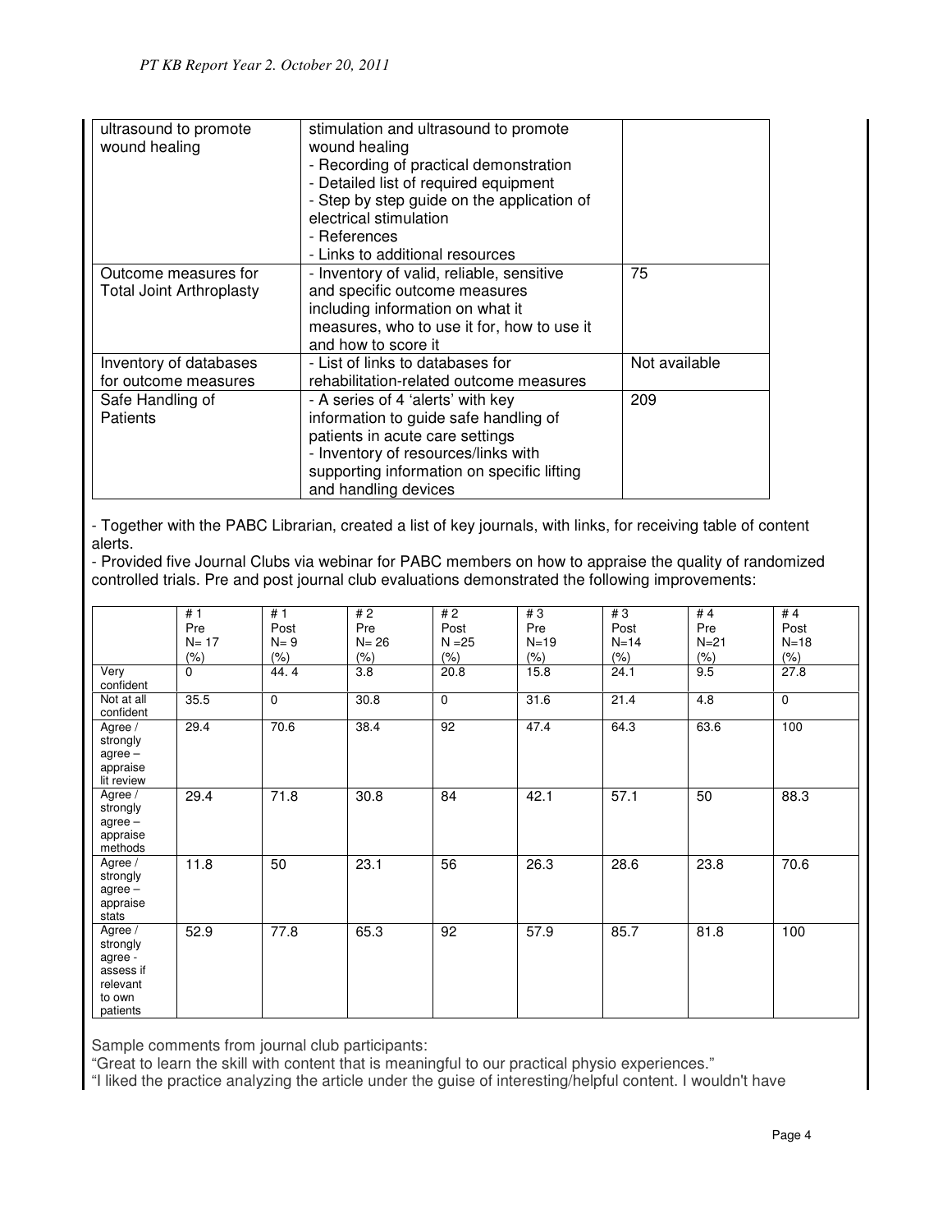| ultrasound to promote wound healing | stimulation and ultrasound to promote wound healing<br>- Recording of practical demonstration<br>- Detailed list of required equipment<br>- Step by step guide on the application of electrical stimulation<br>- References<br>- Links to additional resources | |
|---|---|---|
| Outcome measures for Total Joint Arthroplasty | - Inventory of valid, reliable, sensitive and specific outcome measures including information on what it measures, who to use it for, how to use it and how to score it | 75 |
| Inventory of databases for outcome measures | - List of links to databases for rehabilitation-related outcome measures | Not available |
| Safe Handling of Patients | - A series of 4 'alerts' with key information to guide safe handling of patients in acute care settings<br>- Inventory of resources/links with supporting information on specific lifting and handling devices | 209 |

- Together with the PABC Librarian, created a list of key journals, with links, for receiving table of content alerts.
- Provided five Journal Clubs via webinar for PABC members on how to appraise the quality of randomized controlled trials. Pre and post journal club evaluations demonstrated the following improvements:

| | # 1 Pre N= 17 (%) | # 1 Post N= 9 (%) | # 2 Pre N= 26 (%) | # 2 Post N =25 (%) | # 3 Pre N=19 (%) | # 3 Post N=14 (%) | # 4 Pre N=21 (%) | # 4 Post N=18 (%) |
|---|---|---|---|---|---|---|---|---|
| Very confident | 0 | 44. 4 | 3.8 | 20.8 | 15.8 | 24.1 | 9.5 | 27.8 |
| Not at all confident | 35.5 | 0 | 30.8 | 0 | 31.6 | 21.4 | 4.8 | 0 |
| Agree / strongly agree – appraise lit review | 29.4 | 70.6 | 38.4 | 92 | 47.4 | 64.3 | 63.6 | 100 |
| Agree / strongly agree – appraise methods | 29.4 | 71.8 | 30.8 | 84 | 42.1 | 57.1 | 50 | 88.3 |
| Agree / strongly agree – appraise stats | 11.8 | 50 | 23.1 | 56 | 26.3 | 28.6 | 23.8 | 70.6 |
| Agree / strongly agree - assess if relevant to own patients | 52.9 | 77.8 | 65.3 | 92 | 57.9 | 85.7 | 81.8 | 100 |

Sample comments from journal club participants:

"Great to learn the skill with content that is meaningful to our practical physio experiences."

"I liked the practice analyzing the article under the guise of interesting/helpful content. I wouldn't have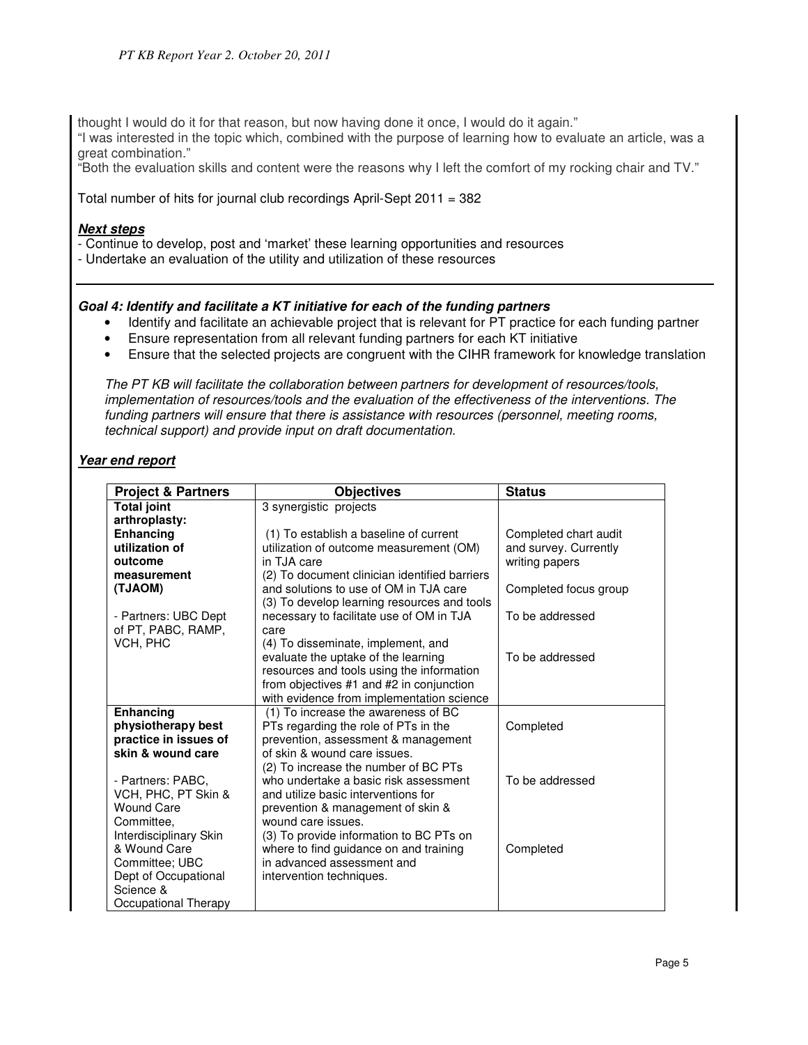thought I would do it for that reason, but now having done it once, I would do it again."
"I was interested in the topic which, combined with the purpose of learning how to evaluate an article, was a great combination."
"Both the evaluation skills and content were the reasons why I left the comfort of my rocking chair and TV."

Total number of hits for journal club recordings April-Sept 2011 = 382

***Next steps***

- Continue to develop, post and 'market' these learning opportunities and resources
- Undertake an evaluation of the utility and utilization of these resources

---

***Goal 4: Identify and facilitate a KT initiative for each of the funding partners***

- Identify and facilitate an achievable project that is relevant for PT practice for each funding partner
- Ensure representation from all relevant funding partners for each KT initiative
- Ensure that the selected projects are congruent with the CIHR framework for knowledge translation

*The PT KB will facilitate the collaboration between partners for development of resources/tools, implementation of resources/tools and the evaluation of the effectiveness of the interventions. The funding partners will ensure that there is assistance with resources (personnel, meeting rooms, technical support) and provide input on draft documentation.*

***Year end report***

| Project & Partners | Objectives | Status |
|---|---|---|
| **Total joint arthroplasty: Enhancing utilization of outcome measurement (TJAOM)**<br><br>- Partners: UBC Dept of PT, PABC, RAMP, VCH, PHC | 3 synergistic projects<br><br>(1) To establish a baseline of current utilization of outcome measurement (OM) in TJA care<br>(2) To document clinician identified barriers and solutions to use of OM in TJA care<br>(3) To develop learning resources and tools necessary to facilitate use of OM in TJA care<br>(4) To disseminate, implement, and evaluate the uptake of the learning resources and tools using the information from objectives #1 and #2 in conjunction with evidence from implementation science | Completed chart audit and survey. Currently writing papers<br><br>Completed focus group<br><br>To be addressed<br><br>To be addressed |
| **Enhancing physiotherapy best practice in issues of skin & wound care**<br><br>- Partners: PABC, VCH, PHC, PT Skin & Wound Care Committee, Interdisciplinary Skin & Wound Care Committee; UBC Dept of Occupational Science & Occupational Therapy | (1) To increase the awareness of BC PTs regarding the role of PTs in the prevention, assessment & management of skin & wound care issues.<br>(2) To increase the number of BC PTs who undertake a basic risk assessment and utilize basic interventions for prevention & management of skin & wound care issues.<br>(3) To provide information to BC PTs on where to find guidance on and training in advanced assessment and intervention techniques. | Completed<br><br>To be addressed<br><br>Completed |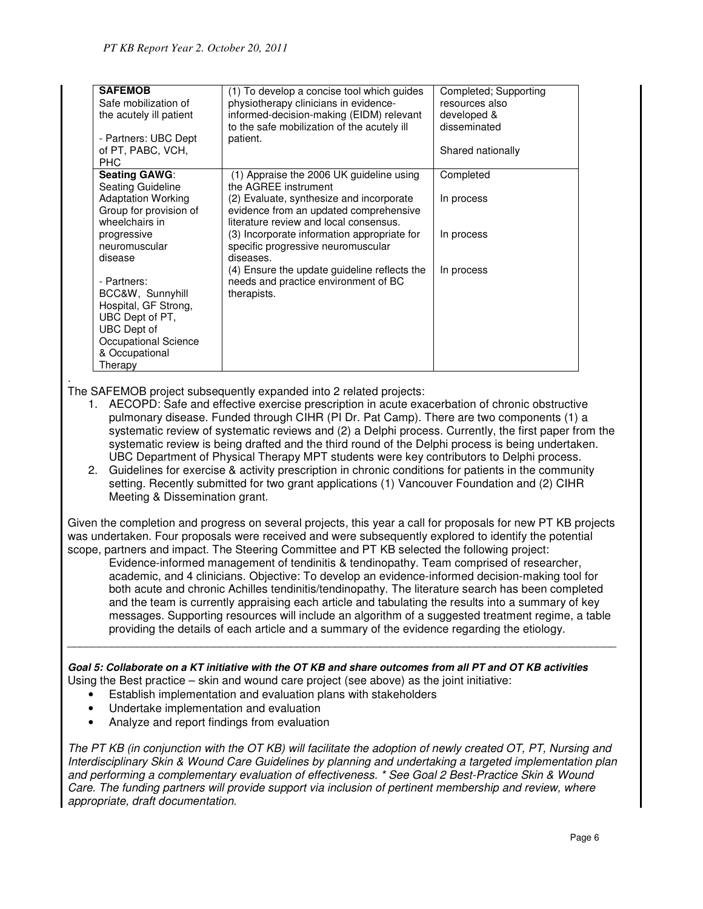| SAFEMOB<br>Safe mobilization of the acutely ill patient<br><br>- Partners: UBC Dept of PT, PABC, VCH, PHC | (1) To develop a concise tool which guides physiotherapy clinicians in evidence-informed-decision-making (EIDM) relevant to the safe mobilization of the acutely ill patient. | Completed; Supporting resources also developed & disseminated<br><br>Shared nationally |
|---|---|---|
| **Seating GAWG**:<br>Seating Guideline Adaptation Working Group for provision of wheelchairs in progressive neuromuscular disease<br><br>- Partners: BCC&W, Sunnyhill Hospital, GF Strong, UBC Dept of PT, UBC Dept of Occupational Science & Occupational Therapy | (1) Appraise the 2006 UK guideline using the AGREE instrument<br>(2) Evaluate, synthesize and incorporate evidence from an updated comprehensive literature review and local consensus.<br>(3) Incorporate information appropriate for specific progressive neuromuscular diseases.<br>(4) Ensure the update guideline reflects the needs and practice environment of BC therapists. | Completed<br><br>In process<br><br>In process<br><br>In process |

The SAFEMOB project subsequently expanded into 2 related projects:

1. AECOPD: Safe and effective exercise prescription in acute exacerbation of chronic obstructive pulmonary disease. Funded through CIHR (PI Dr. Pat Camp). There are two components (1) a systematic review of systematic reviews and (2) a Delphi process. Currently, the first paper from the systematic review is being drafted and the third round of the Delphi process is being undertaken. UBC Department of Physical Therapy MPT students were key contributors to Delphi process.
2. Guidelines for exercise & activity prescription in chronic conditions for patients in the community setting. Recently submitted for two grant applications (1) Vancouver Foundation and (2) CIHR Meeting & Dissemination grant.

Given the completion and progress on several projects, this year a call for proposals for new PT KB projects was undertaken. Four proposals were received and were subsequently explored to identify the potential scope, partners and impact. The Steering Committee and PT KB selected the following project:

> Evidence-informed management of tendinitis & tendinopathy. Team comprised of researcher, academic, and 4 clinicians. Objective: To develop an evidence-informed decision-making tool for both acute and chronic Achilles tendinitis/tendinopathy. The literature search has been completed and the team is currently appraising each article and tabulating the results into a summary of key messages. Supporting resources will include an algorithm of a suggested treatment regime, a table providing the details of each article and a summary of the evidence regarding the etiology.

---

***Goal 5: Collaborate on a KT initiative with the OT KB and share outcomes from all PT and OT KB activities***

Using the Best practice – skin and wound care project (see above) as the joint initiative:

- Establish implementation and evaluation plans with stakeholders
- Undertake implementation and evaluation
- Analyze and report findings from evaluation

*The PT KB (in conjunction with the OT KB) will facilitate the adoption of newly created OT, PT, Nursing and Interdisciplinary Skin & Wound Care Guidelines by planning and undertaking a targeted implementation plan and performing a complementary evaluation of effectiveness. * See Goal 2 Best-Practice Skin & Wound Care. The funding partners will provide support via inclusion of pertinent membership and review, where appropriate, draft documentation.*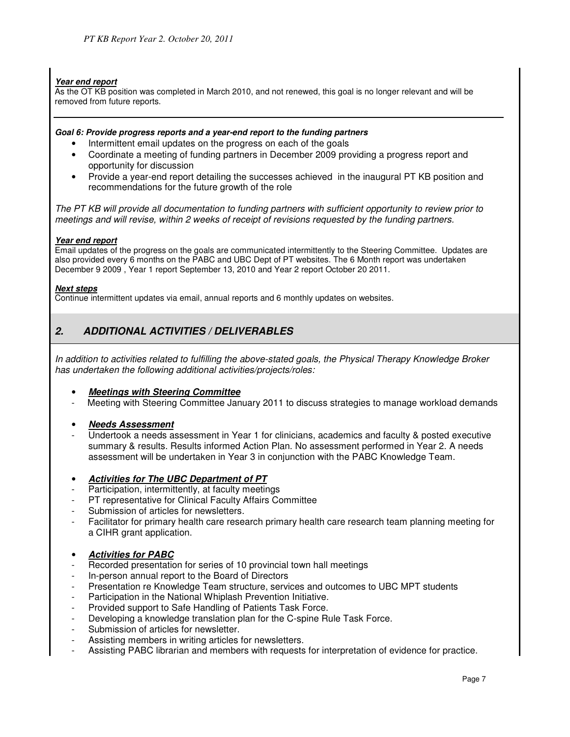***Year end report***

As the OT KB position was completed in March 2010, and not renewed, this goal is no longer relevant and will be removed from future reports.

---

***Goal 6: Provide progress reports and a year-end report to the funding partners***

- Intermittent email updates on the progress on each of the goals
- Coordinate a meeting of funding partners in December 2009 providing a progress report and opportunity for discussion
- Provide a year-end report detailing the successes achieved in the inaugural PT KB position and recommendations for the future growth of the role

*The PT KB will provide all documentation to funding partners with sufficient opportunity to review prior to meetings and will revise, within 2 weeks of receipt of revisions requested by the funding partners.*

***Year end report***

Email updates of the progress on the goals are communicated intermittently to the Steering Committee. Updates are also provided every 6 months on the PABC and UBC Dept of PT websites. The 6 Month report was undertaken December 9 2009 , Year 1 report September 13, 2010 and Year 2 report October 20 2011.

***Next steps***

Continue intermittent updates via email, annual reports and 6 monthly updates on websites.

## *2. ADDITIONAL ACTIVITIES / DELIVERABLES*

*In addition to activities related to fulfilling the above-stated goals, the Physical Therapy Knowledge Broker has undertaken the following additional activities/projects/roles:*

- ***Meetings with Steering Committee***
  - Meeting with Steering Committee January 2011 to discuss strategies to manage workload demands

- ***Needs Assessment***
  - Undertook a needs assessment in Year 1 for clinicians, academics and faculty & posted executive summary & results. Results informed Action Plan. No assessment performed in Year 2. A needs assessment will be undertaken in Year 3 in conjunction with the PABC Knowledge Team.

- ***Activities for The UBC Department of PT***
  - Participation, intermittently, at faculty meetings
  - PT representative for Clinical Faculty Affairs Committee
  - Submission of articles for newsletters.
  - Facilitator for primary health care research primary health care research team planning meeting for a CIHR grant application.

- ***Activities for PABC***
  - Recorded presentation for series of 10 provincial town hall meetings
  - In-person annual report to the Board of Directors
  - Presentation re Knowledge Team structure, services and outcomes to UBC MPT students
  - Participation in the National Whiplash Prevention Initiative.
  - Provided support to Safe Handling of Patients Task Force.
  - Developing a knowledge translation plan for the C-spine Rule Task Force.
  - Submission of articles for newsletter.
  - Assisting members in writing articles for newsletters.
  - Assisting PABC librarian and members with requests for interpretation of evidence for practice.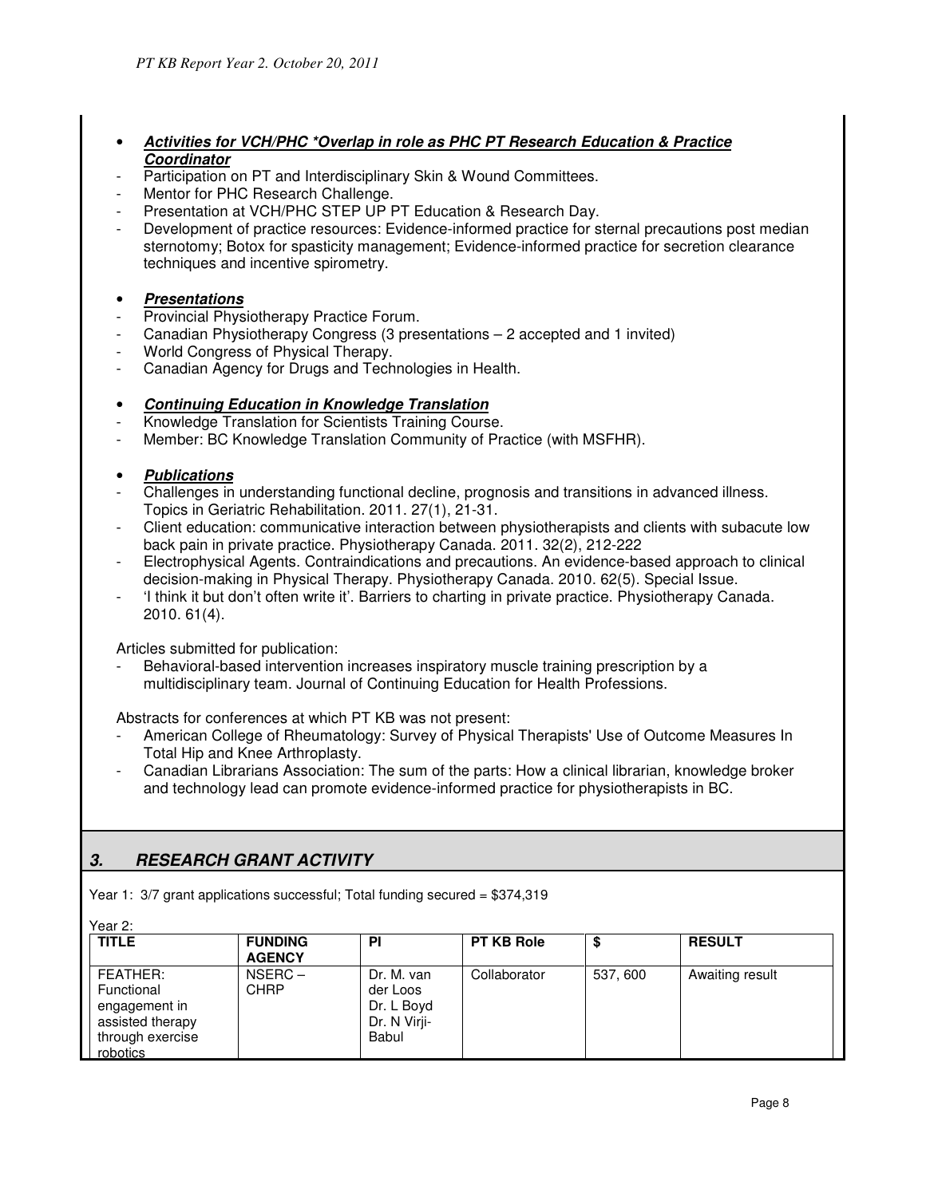- ***Activities for VCH/PHC *Overlap in role as PHC PT Research Education & Practice Coordinator***
- Participation on PT and Interdisciplinary Skin & Wound Committees.
- Mentor for PHC Research Challenge.
- Presentation at VCH/PHC STEP UP PT Education & Research Day.
- Development of practice resources: Evidence-informed practice for sternal precautions post median sternotomy; Botox for spasticity management; Evidence-informed practice for secretion clearance techniques and incentive spirometry.

- ***Presentations***
- Provincial Physiotherapy Practice Forum.
- Canadian Physiotherapy Congress (3 presentations – 2 accepted and 1 invited)
- World Congress of Physical Therapy.
- Canadian Agency for Drugs and Technologies in Health.

- ***Continuing Education in Knowledge Translation***
- Knowledge Translation for Scientists Training Course.
- Member: BC Knowledge Translation Community of Practice (with MSFHR).

- ***Publications***
- Challenges in understanding functional decline, prognosis and transitions in advanced illness. Topics in Geriatric Rehabilitation. 2011. 27(1), 21-31.
- Client education: communicative interaction between physiotherapists and clients with subacute low back pain in private practice. Physiotherapy Canada. 2011. 32(2), 212-222
- Electrophysical Agents. Contraindications and precautions. An evidence-based approach to clinical decision-making in Physical Therapy. Physiotherapy Canada. 2010. 62(5). Special Issue.
- 'I think it but don't often write it'. Barriers to charting in private practice. Physiotherapy Canada. 2010. 61(4).

Articles submitted for publication:

- Behavioral-based intervention increases inspiratory muscle training prescription by a multidisciplinary team. Journal of Continuing Education for Health Professions.

Abstracts for conferences at which PT KB was not present:

- American College of Rheumatology: Survey of Physical Therapists' Use of Outcome Measures In Total Hip and Knee Arthroplasty.
- Canadian Librarians Association: The sum of the parts: How a clinical librarian, knowledge broker and technology lead can promote evidence-informed practice for physiotherapists in BC.

## 3. RESEARCH GRANT ACTIVITY

Year 1: 3/7 grant applications successful; Total funding secured = $374,319

Year 2:

| TITLE | FUNDING AGENCY | PI | PT KB Role | $ | RESULT |
|---|---|---|---|---|---|
| FEATHER: Functional engagement in assisted therapy through exercise robotics | NSERC – CHRP | Dr. M. van der Loos Dr. L Boyd Dr. N Virji-Babul | Collaborator | 537, 600 | Awaiting result |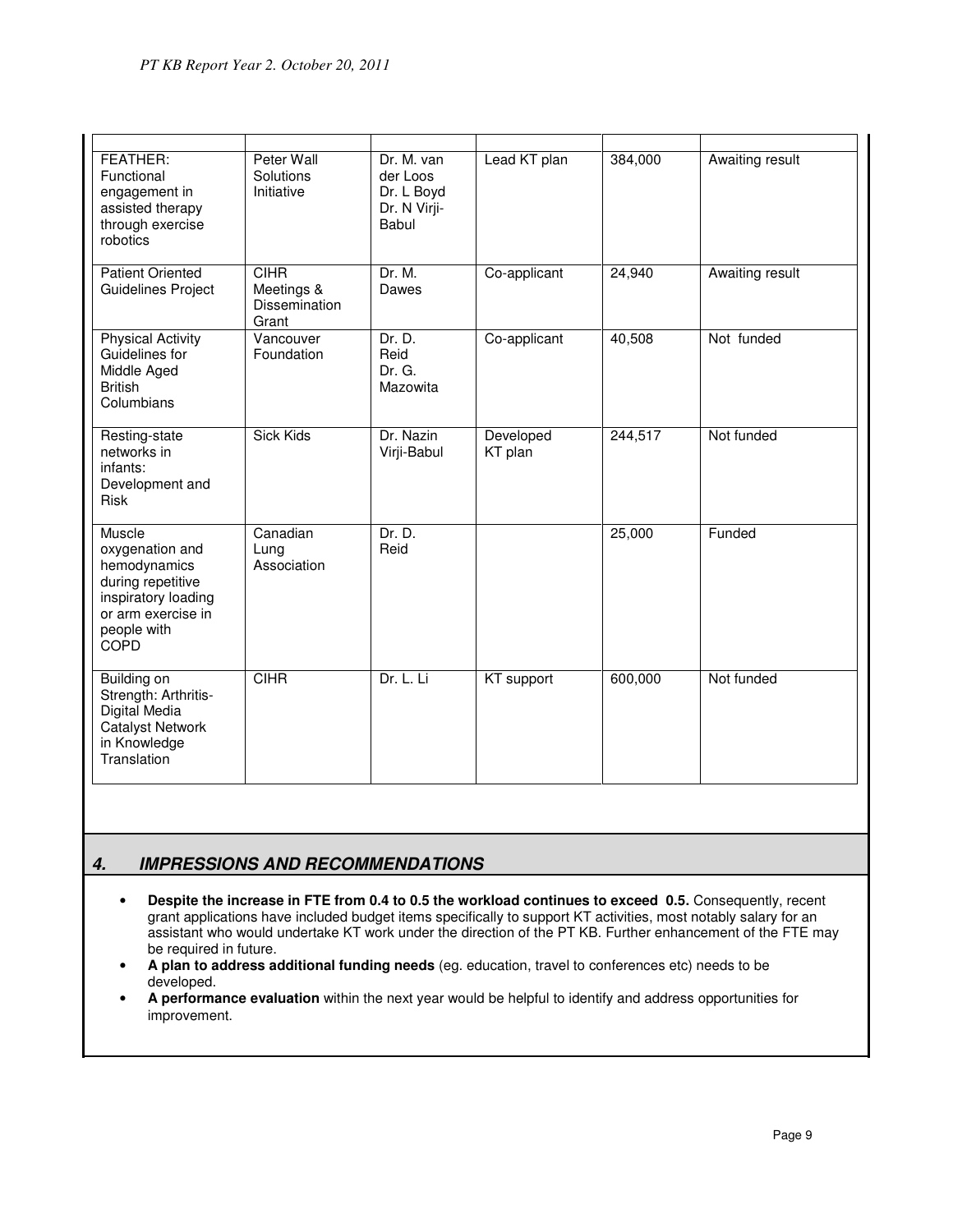| | | | | | |
|---|---|---|---|---|---|
| FEATHER: Functional engagement in assisted therapy through exercise robotics | Peter Wall Solutions Initiative | Dr. M. van der Loos Dr. L Boyd Dr. N Virji-Babul | Lead KT plan | 384,000 | Awaiting result |
| Patient Oriented Guidelines Project | CIHR Meetings & Dissemination Grant | Dr. M. Dawes | Co-applicant | 24,940 | Awaiting result |
| Physical Activity Guidelines for Middle Aged British Columbians | Vancouver Foundation | Dr. D. Reid Dr. G. Mazowita | Co-applicant | 40,508 | Not funded |
| Resting-state networks in infants: Development and Risk | Sick Kids | Dr. Nazin Virji-Babul | Developed KT plan | 244,517 | Not funded |
| Muscle oxygenation and hemodynamics during repetitive inspiratory loading or arm exercise in people with COPD | Canadian Lung Association | Dr. D. Reid | | 25,000 | Funded |
| Building on Strength: Arthritis-Digital Media Catalyst Network in Knowledge Translation | CIHR | Dr. L. Li | KT support | 600,000 | Not funded |

## 4. IMPRESSIONS AND RECOMMENDATIONS

- **Despite the increase in FTE from 0.4 to 0.5 the workload continues to exceed 0.5.** Consequently, recent grant applications have included budget items specifically to support KT activities, most notably salary for an assistant who would undertake KT work under the direction of the PT KB. Further enhancement of the FTE may be required in future.
- **A plan to address additional funding needs** (eg. education, travel to conferences etc) needs to be developed.
- **A performance evaluation** within the next year would be helpful to identify and address opportunities for improvement.